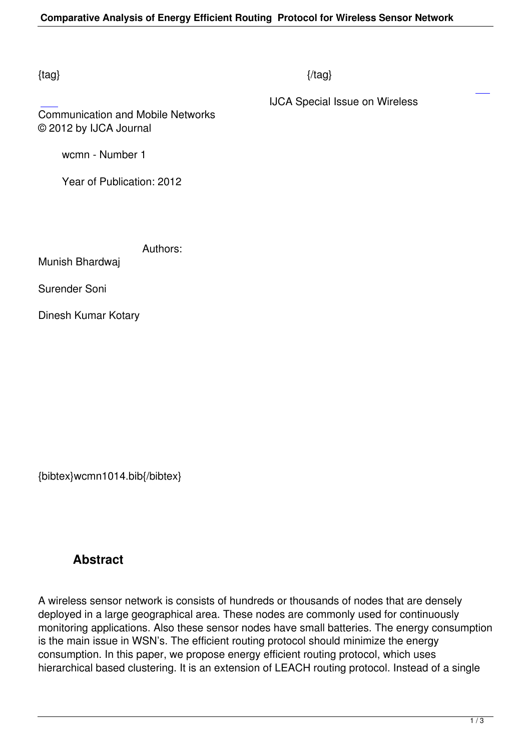{tag} {/tag}

IJCA Special Issue on Wireless Communication and Mobile Networks
© 2012 by IJCA Journal

wcmn - Number 1

Year of Publication: 2012

Authors:

Munish Bhardwaj

Surender Soni

Dinesh Kumar Kotary

{bibtex}wcmn1014.bib{/bibtex}

## Abstract

A wireless sensor network is consists of hundreds or thousands of nodes that are densely deployed in a large geographical area. These nodes are commonly used for continuously monitoring applications. Also these sensor nodes have small batteries. The energy consumption is the main issue in WSN's. The efficient routing protocol should minimize the energy consumption. In this paper, we propose energy efficient routing protocol, which uses hierarchical based clustering. It is an extension of LEACH routing protocol. Instead of a single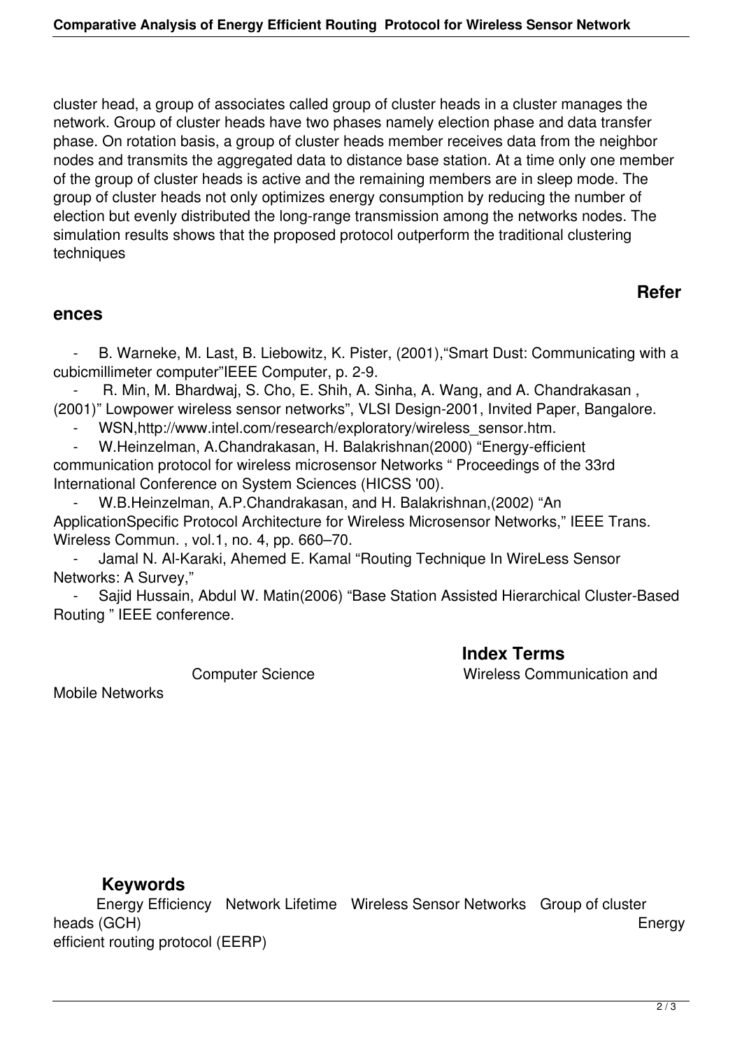cluster head, a group of associates called group of cluster heads in a cluster manages the network. Group of cluster heads have two phases namely election phase and data transfer phase. On rotation basis, a group of cluster heads member receives data from the neighbor nodes and transmits the aggregated data to distance base station. At a time only one member of the group of cluster heads is active and the remaining members are in sleep mode. The group of cluster heads not only optimizes energy consumption by reducing the number of election but evenly distributed the long-range transmission among the networks nodes. The simulation results shows that the proposed protocol outperform the traditional clustering techniques

## References

- B. Warneke, M. Last, B. Liebowitz, K. Pister, (2001),"Smart Dust: Communicating with a cubicmillimeter computer"IEEE Computer, p. 2-9.
- R. Min, M. Bhardwaj, S. Cho, E. Shih, A. Sinha, A. Wang, and A. Chandrakasan , (2001)" Lowpower wireless sensor networks", VLSI Design-2001, Invited Paper, Bangalore.
- WSN,http://www.intel.com/research/exploratory/wireless_sensor.htm.
- W.Heinzelman, A.Chandrakasan, H. Balakrishnan(2000) "Energy-efficient communication protocol for wireless microsensor Networks " Proceedings of the 33rd International Conference on System Sciences (HICSS '00).
- W.B.Heinzelman, A.P.Chandrakasan, and H. Balakrishnan,(2002) "An ApplicationSpecific Protocol Architecture for Wireless Microsensor Networks," IEEE Trans. Wireless Commun. , vol.1, no. 4, pp. 660–70.
- Jamal N. Al-Karaki, Ahemed E. Kamal "Routing Technique In WireLess Sensor Networks: A Survey,"
- Sajid Hussain, Abdul W. Matin(2006) "Base Station Assisted Hierarchical Cluster-Based Routing " IEEE conference.

## Index Terms

Computer Science Wireless Communication and Mobile Networks

## Keywords

Energy Efficiency Network Lifetime Wireless Sensor Networks Group of cluster heads (GCH) Energy efficient routing protocol (EERP)